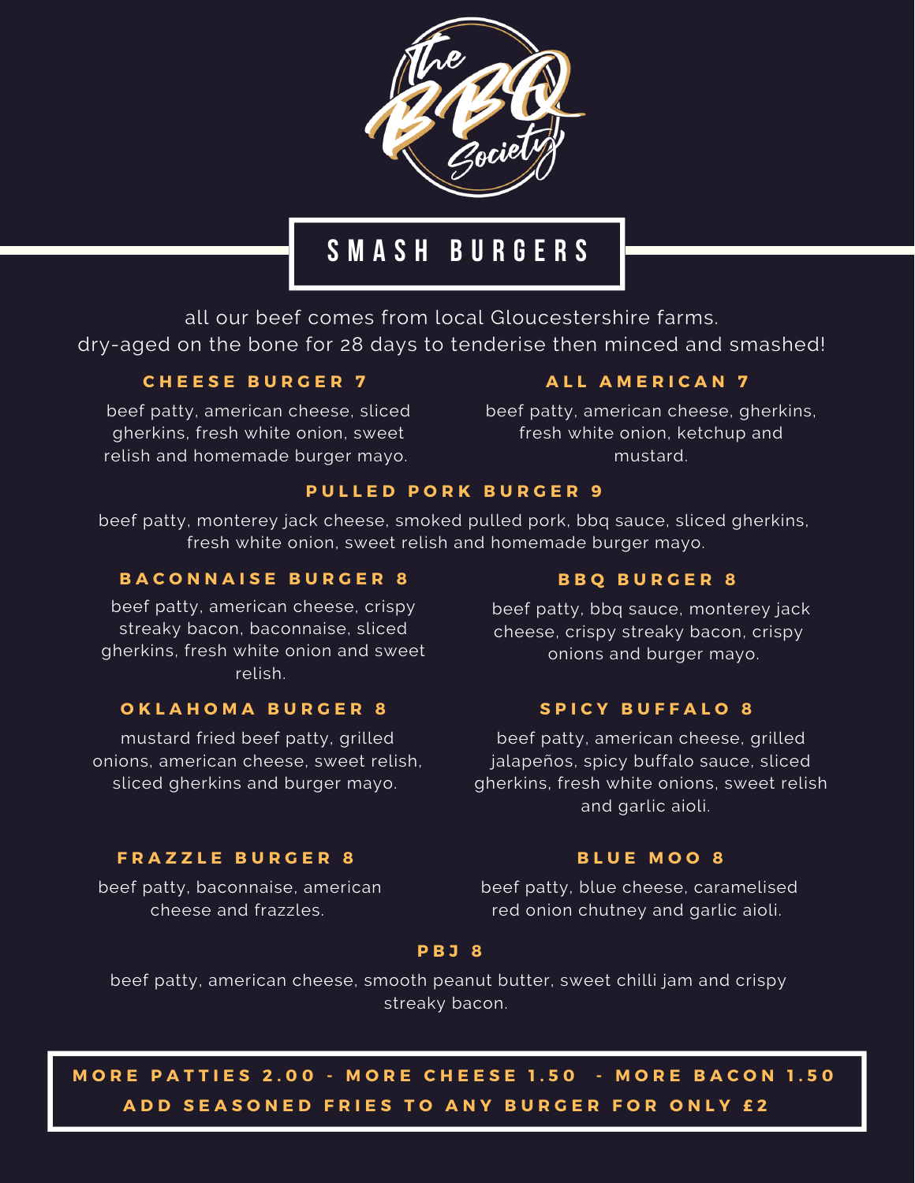# The BBQ Society

## SMASH BURGERS

all our beef comes from local Gloucestershire farms.
dry-aged on the bone for 28 days to tenderise then minced and smashed!

### CHEESE BURGER 7

beef patty, american cheese, sliced gherkins, fresh white onion, sweet relish and homemade burger mayo.

### ALL AMERICAN 7

beef patty, american cheese, gherkins, fresh white onion, ketchup and mustard.

### PULLED PORK BURGER 9

beef patty, monterey jack cheese, smoked pulled pork, bbq sauce, sliced gherkins, fresh white onion, sweet relish and homemade burger mayo.

### BACONNAISE BURGER 8

beef patty, american cheese, crispy streaky bacon, baconnaise, sliced gherkins, fresh white onion and sweet relish.

### BBQ BURGER 8

beef patty, bbq sauce, monterey jack cheese, crispy streaky bacon, crispy onions and burger mayo.

### OKLAHOMA BURGER 8

mustard fried beef patty, grilled onions, american cheese, sweet relish, sliced gherkins and burger mayo.

### SPICY BUFFALO 8

beef patty, american cheese, grilled jalapeños, spicy buffalo sauce, sliced gherkins, fresh white onions, sweet relish and garlic aioli.

### FRAZZLE BURGER 8

beef patty, baconnaise, american cheese and frazzles.

### BLUE MOO 8

beef patty, blue cheese, caramelised red onion chutney and garlic aioli.

### PBJ 8

beef patty, american cheese, smooth peanut butter, sweet chilli jam and crispy streaky bacon.

**MORE PATTIES 2.00 - MORE CHEESE 1.50 - MORE BACON 1.50**
**ADD SEASONED FRIES TO ANY BURGER FOR ONLY £2**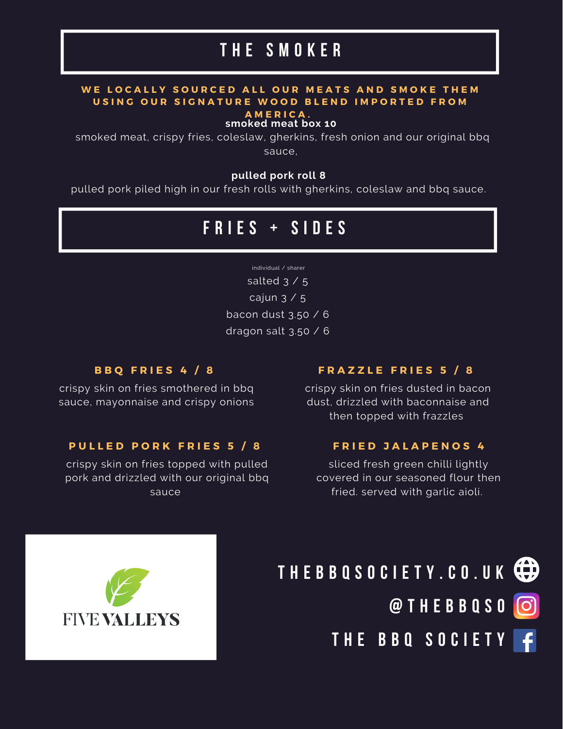# THE SMOKER

**WE LOCALLY SOURCED ALL OUR MEATS AND SMOKE THEM USING OUR SIGNATURE WOOD BLEND IMPORTED FROM AMERICA.**

**smoked meat box 10**

smoked meat, crispy fries, coleslaw, gherkins, fresh onion and our original bbq sauce,

**pulled pork roll 8**

pulled pork piled high in our fresh rolls with gherkins, coleslaw and bbq sauce.

# FRIES + SIDES

individual / sharer

salted 3 / 5

cajun 3 / 5

bacon dust 3.50 / 6

dragon salt 3.50 / 6

### BBQ FRIES 4 / 8

crispy skin on fries smothered in bbq sauce, mayonnaise and crispy onions

### PULLED PORK FRIES 5 / 8

crispy skin on fries topped with pulled pork and drizzled with our original bbq sauce

### FRAZZLE FRIES 5 / 8

crispy skin on fries dusted in bacon dust, drizzled with baconnaise and then topped with frazzles

### FRIED JALAPENOS 4

sliced fresh green chilli lightly covered in our seasoned flour then fried. served with garlic aioli.

FIVE VALLEYS

THEBBQSOCIETY.CO.UK

@THEBBQSO

THE BBQ SOCIETY